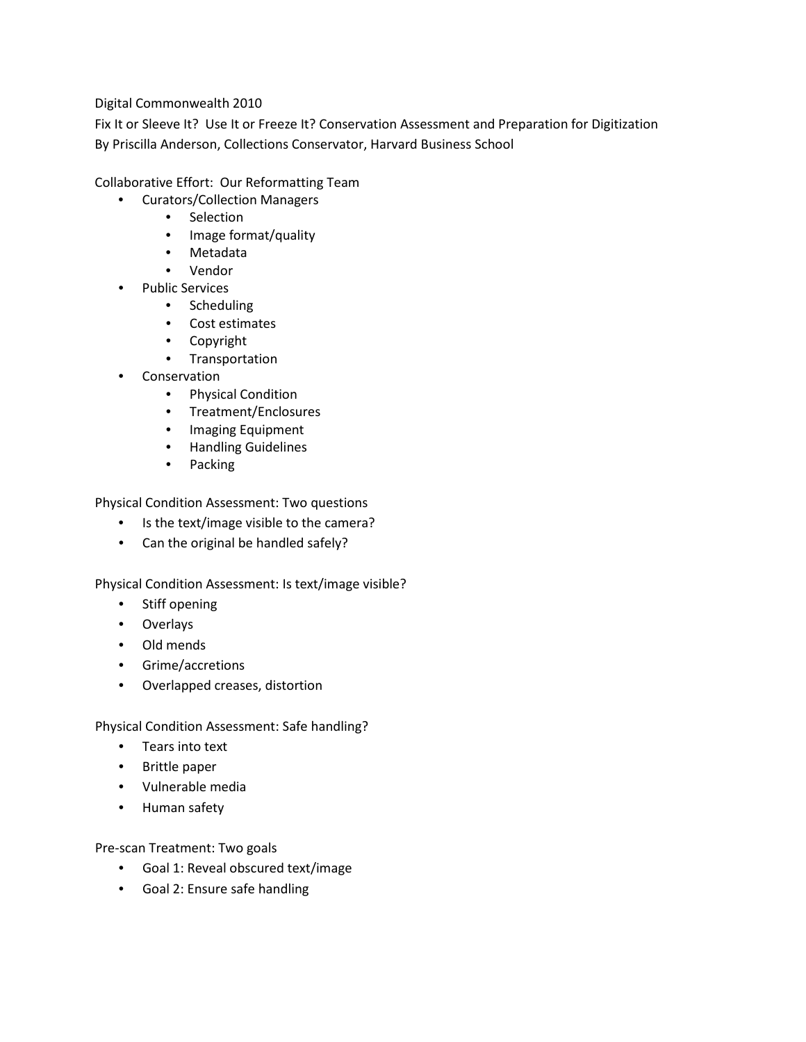Digital Commonwealth 2010

Fix It or Sleeve It? Use It or Freeze It? Conservation Assessment and Preparation for Digitization

By Priscilla Anderson, Collections Conservator, Harvard Business School

Collaborative Effort: Our Reformatting Team

- Curators/Collection Managers
  - Selection
  - Image format/quality
  - Metadata
  - Vendor
- Public Services
  - Scheduling
  - Cost estimates
  - Copyright
  - Transportation
- Conservation
  - Physical Condition
  - Treatment/Enclosures
  - Imaging Equipment
  - Handling Guidelines
  - Packing

Physical Condition Assessment: Two questions

- Is the text/image visible to the camera?
- Can the original be handled safely?

Physical Condition Assessment: Is text/image visible?

- Stiff opening
- Overlays
- Old mends
- Grime/accretions
- Overlapped creases, distortion

Physical Condition Assessment: Safe handling?

- Tears into text
- Brittle paper
- Vulnerable media
- Human safety

Pre-scan Treatment: Two goals

- Goal 1: Reveal obscured text/image
- Goal 2: Ensure safe handling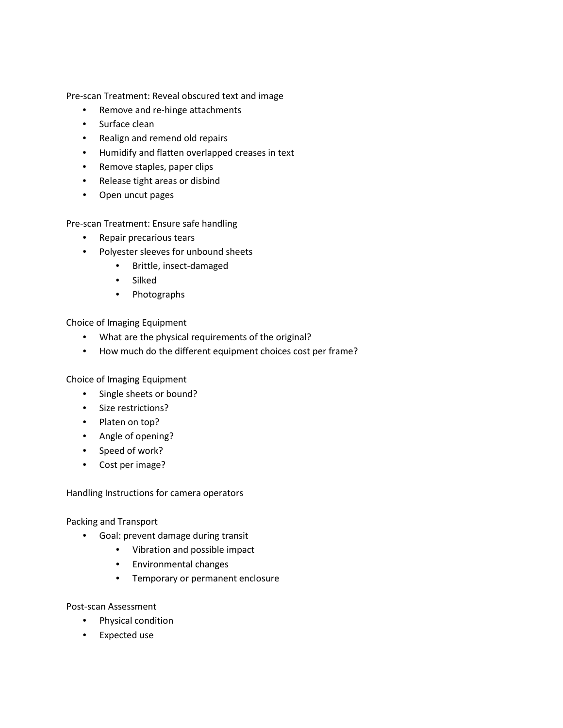Pre-scan Treatment: Reveal obscured text and image

- Remove and re-hinge attachments
- Surface clean
- Realign and remend old repairs
- Humidify and flatten overlapped creases in text
- Remove staples, paper clips
- Release tight areas or disbind
- Open uncut pages

Pre-scan Treatment: Ensure safe handling

- Repair precarious tears
- Polyester sleeves for unbound sheets
    - Brittle, insect-damaged
    - Silked
    - Photographs

Choice of Imaging Equipment

- What are the physical requirements of the original?
- How much do the different equipment choices cost per frame?

Choice of Imaging Equipment

- Single sheets or bound?
- Size restrictions?
- Platen on top?
- Angle of opening?
- Speed of work?
- Cost per image?

Handling Instructions for camera operators

Packing and Transport

- Goal: prevent damage during transit
    - Vibration and possible impact
    - Environmental changes
    - Temporary or permanent enclosure

Post-scan Assessment

- Physical condition
- Expected use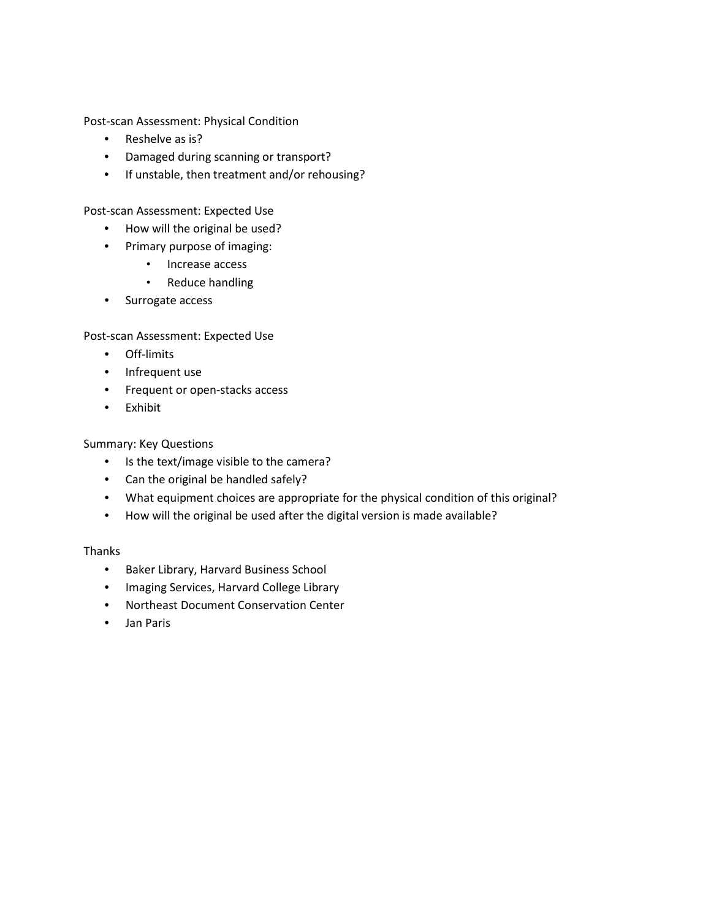Post-scan Assessment: Physical Condition

- Reshelve as is?
- Damaged during scanning or transport?
- If unstable, then treatment and/or rehousing?

Post-scan Assessment: Expected Use

- How will the original be used?
- Primary purpose of imaging:
  - Increase access
  - Reduce handling
- Surrogate access

Post-scan Assessment: Expected Use

- Off-limits
- Infrequent use
- Frequent or open-stacks access
- Exhibit

Summary: Key Questions

- Is the text/image visible to the camera?
- Can the original be handled safely?
- What equipment choices are appropriate for the physical condition of this original?
- How will the original be used after the digital version is made available?

Thanks

- Baker Library, Harvard Business School
- Imaging Services, Harvard College Library
- Northeast Document Conservation Center
- Jan Paris